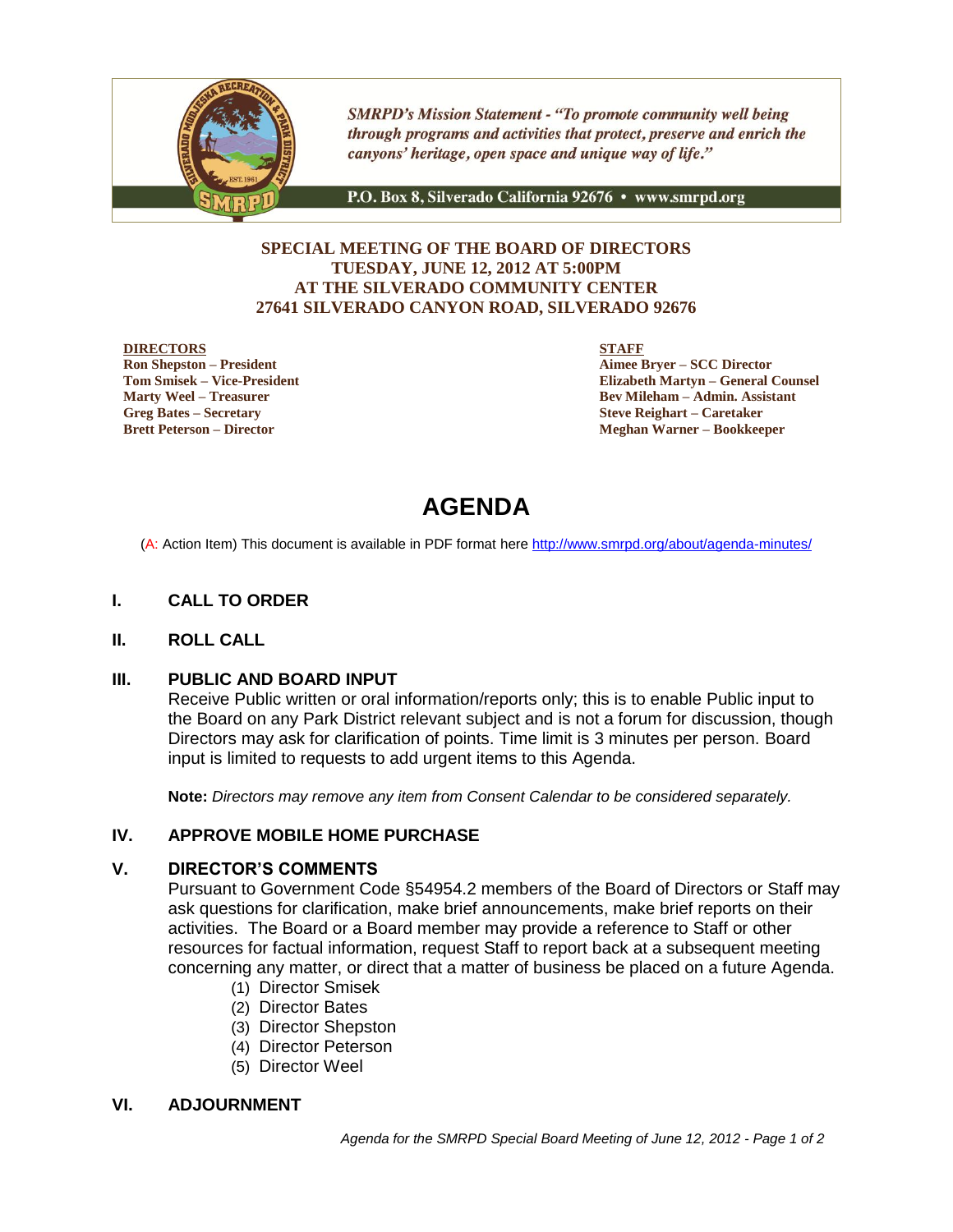*SMRPD's Mission Statement - "To promote community well being through programs and activities that protect, preserve and enrich the canyons' heritage, open space and unique way of life."*

P.O. Box 8, Silverado California 92676 • www.smrpd.org

**SPECIAL MEETING OF THE BOARD OF DIRECTORS**
**TUESDAY, JUNE 12, 2012 AT 5:00PM**
**AT THE SILVERADO COMMUNITY CENTER**
**27641 SILVERADO CANYON ROAD, SILVERADO 92676**

**DIRECTORS**
**Ron Shepston – President**
**Tom Smisek – Vice-President**
**Marty Weel – Treasurer**
**Greg Bates – Secretary**
**Brett Peterson – Director**

**STAFF**
**Aimee Bryer – SCC Director**
**Elizabeth Martyn – General Counsel**
**Bev Mileham – Admin. Assistant**
**Steve Reighart – Caretaker**
**Meghan Warner – Bookkeeper**

# AGENDA

(A: Action Item) This document is available in PDF format here http://www.smrpd.org/about/agenda-minutes/

## I. CALL TO ORDER

## II. ROLL CALL

## III. PUBLIC AND BOARD INPUT

Receive Public written or oral information/reports only; this is to enable Public input to the Board on any Park District relevant subject and is not a forum for discussion, though Directors may ask for clarification of points. Time limit is 3 minutes per person. Board input is limited to requests to add urgent items to this Agenda.

**Note:** *Directors may remove any item from Consent Calendar to be considered separately.*

## IV. APPROVE MOBILE HOME PURCHASE

## V. DIRECTOR'S COMMENTS

Pursuant to Government Code §54954.2 members of the Board of Directors or Staff may ask questions for clarification, make brief announcements, make brief reports on their activities. The Board or a Board member may provide a reference to Staff or other resources for factual information, request Staff to report back at a subsequent meeting concerning any matter, or direct that a matter of business be placed on a future Agenda.

(1) Director Smisek
(2) Director Bates
(3) Director Shepston
(4) Director Peterson
(5) Director Weel

## VI. ADJOURNMENT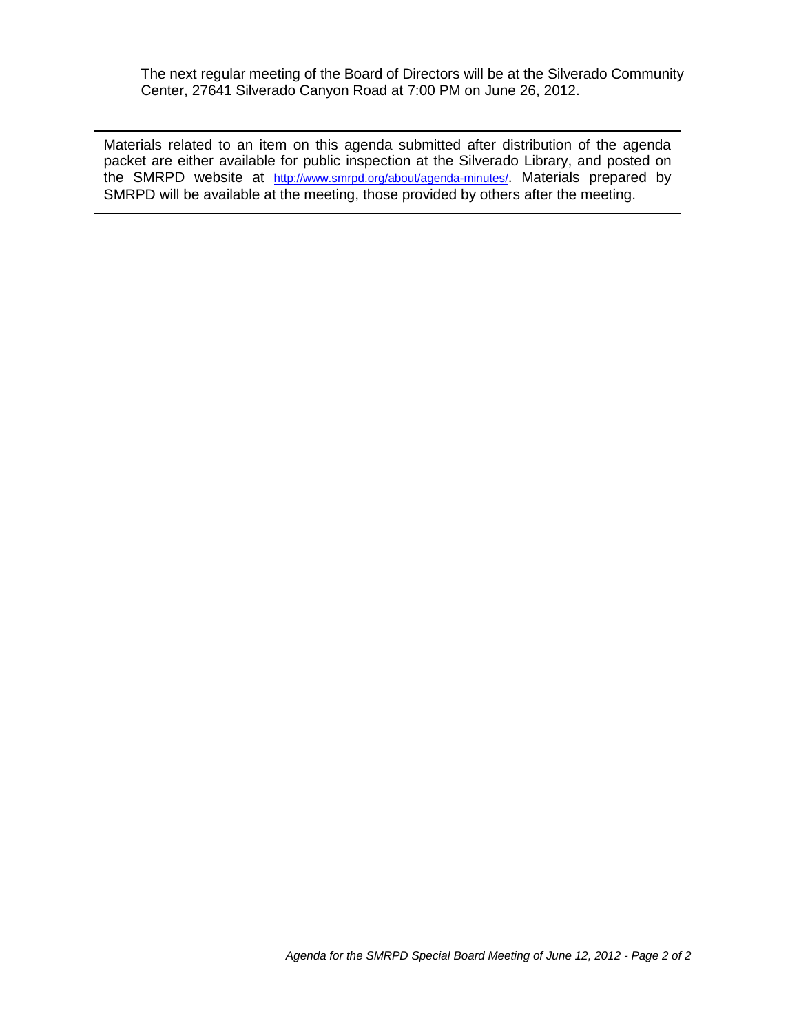The next regular meeting of the Board of Directors will be at the Silverado Community Center, 27641 Silverado Canyon Road at 7:00 PM on June 26, 2012.

Materials related to an item on this agenda submitted after distribution of the agenda packet are either available for public inspection at the Silverado Library, and posted on the SMRPD website at http://www.smrpd.org/about/agenda-minutes/. Materials prepared by SMRPD will be available at the meeting, those provided by others after the meeting.